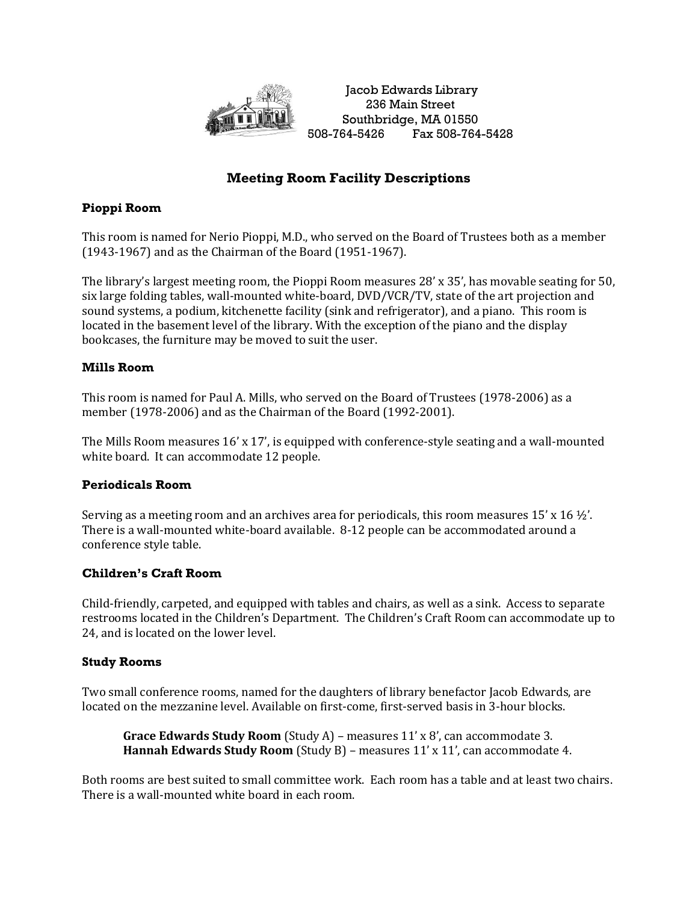Jacob Edwards Library
236 Main Street
Southbridge, MA 01550
508-764-5426 Fax 508-764-5428

# Meeting Room Facility Descriptions

## Pioppi Room

This room is named for Nerio Pioppi, M.D., who served on the Board of Trustees both as a member (1943-1967) and as the Chairman of the Board (1951-1967).

The library's largest meeting room, the Pioppi Room measures 28' x 35', has movable seating for 50, six large folding tables, wall-mounted white-board, DVD/VCR/TV, state of the art projection and sound systems, a podium, kitchenette facility (sink and refrigerator), and a piano. This room is located in the basement level of the library. With the exception of the piano and the display bookcases, the furniture may be moved to suit the user.

## Mills Room

This room is named for Paul A. Mills, who served on the Board of Trustees (1978-2006) as a member (1978-2006) and as the Chairman of the Board (1992-2001).

The Mills Room measures 16' x 17', is equipped with conference-style seating and a wall-mounted white board. It can accommodate 12 people.

## Periodicals Room

Serving as a meeting room and an archives area for periodicals, this room measures 15' x 16 ½'. There is a wall-mounted white-board available. 8-12 people can be accommodated around a conference style table.

## Children's Craft Room

Child-friendly, carpeted, and equipped with tables and chairs, as well as a sink. Access to separate restrooms located in the Children's Department. The Children's Craft Room can accommodate up to 24, and is located on the lower level.

## Study Rooms

Two small conference rooms, named for the daughters of library benefactor Jacob Edwards, are located on the mezzanine level. Available on first-come, first-served basis in 3-hour blocks.

**Grace Edwards Study Room** (Study A) – measures 11' x 8', can accommodate 3.
**Hannah Edwards Study Room** (Study B) – measures 11' x 11', can accommodate 4.

Both rooms are best suited to small committee work. Each room has a table and at least two chairs. There is a wall-mounted white board in each room.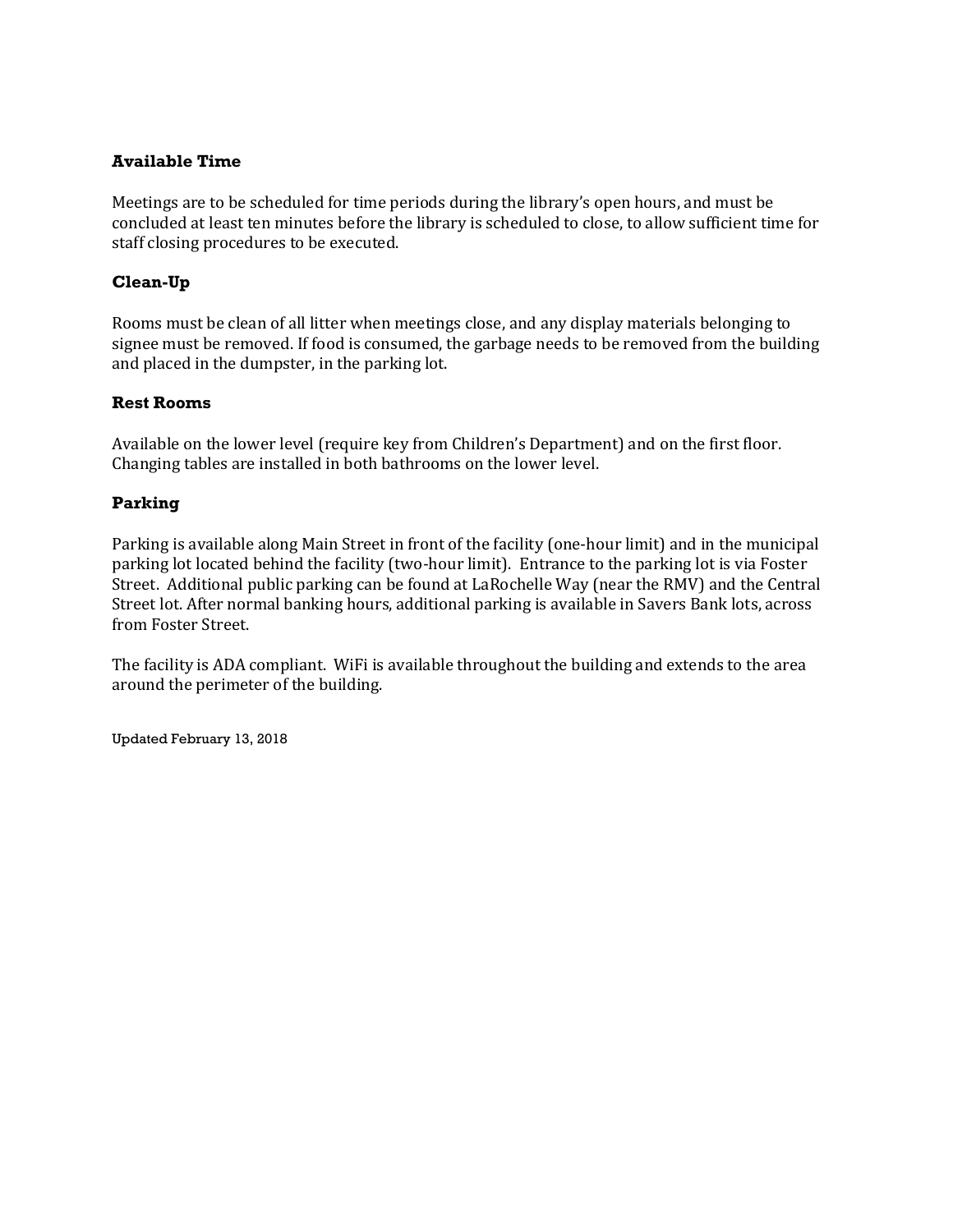### Available Time

Meetings are to be scheduled for time periods during the library's open hours, and must be concluded at least ten minutes before the library is scheduled to close, to allow sufficient time for staff closing procedures to be executed.

### Clean-Up

Rooms must be clean of all litter when meetings close, and any display materials belonging to signee must be removed. If food is consumed, the garbage needs to be removed from the building and placed in the dumpster, in the parking lot.

### Rest Rooms

Available on the lower level (require key from Children's Department) and on the first floor. Changing tables are installed in both bathrooms on the lower level.

### Parking

Parking is available along Main Street in front of the facility (one-hour limit) and in the municipal parking lot located behind the facility (two-hour limit). Entrance to the parking lot is via Foster Street. Additional public parking can be found at LaRochelle Way (near the RMV) and the Central Street lot. After normal banking hours, additional parking is available in Savers Bank lots, across from Foster Street.

The facility is ADA compliant. WiFi is available throughout the building and extends to the area around the perimeter of the building.

Updated February 13, 2018